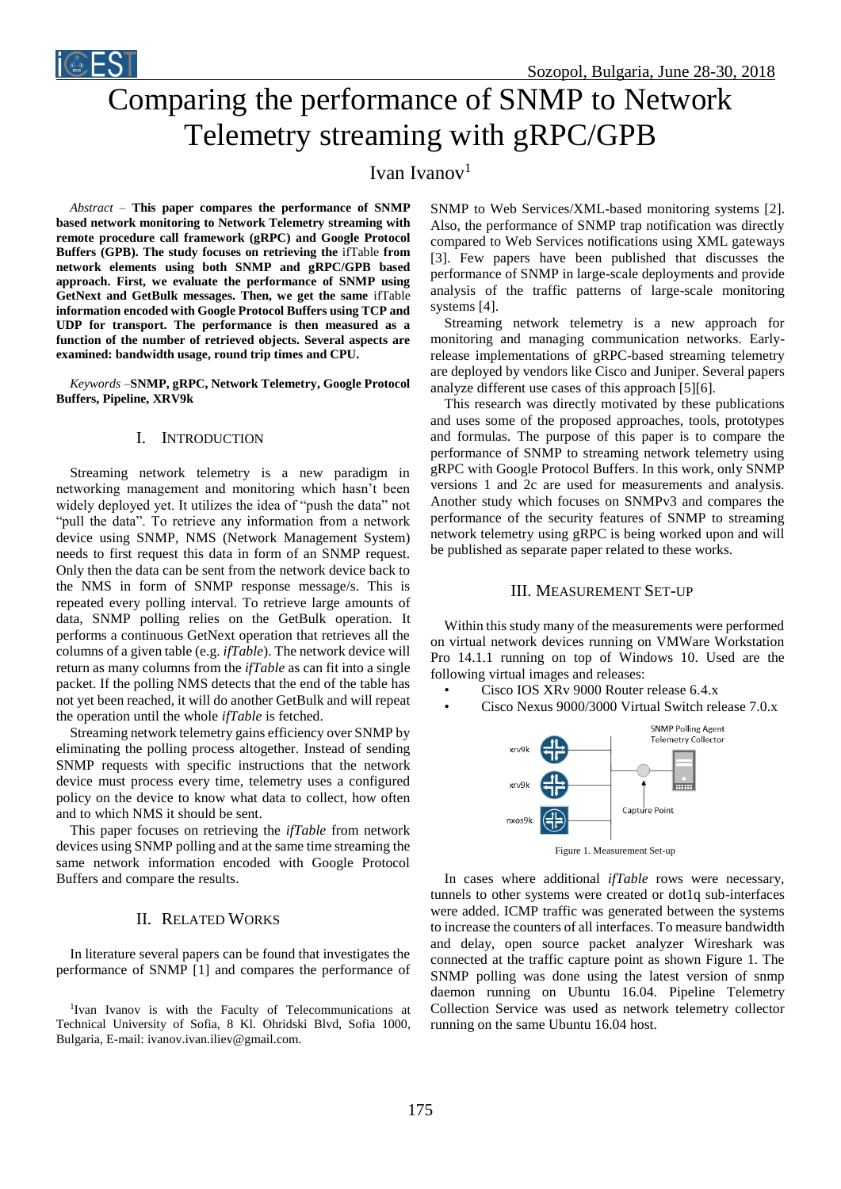# Comparing the performance of SNMP to Network Telemetry streaming with gRPC/GPB

Ivan Ivanov[1]

*Abstract* – **This paper compares the performance of SNMP based network monitoring to Network Telemetry streaming with remote procedure call framework (gRPC) and Google Protocol Buffers (GPB). The study focuses on retrieving the** ifTable **from network elements using both SNMP and gRPC/GPB based approach. First, we evaluate the performance of SNMP using GetNext and GetBulk messages. Then, we get the same** ifTable **information encoded with Google Protocol Buffers using TCP and UDP for transport. The performance is then measured as a function of the number of retrieved objects. Several aspects are examined: bandwidth usage, round trip times and CPU.**

*Keywords* –**SNMP, gRPC, Network Telemetry, Google Protocol Buffers, Pipeline, XRV9k**

## I. Introduction

Streaming network telemetry is a new paradigm in networking management and monitoring which hasn't been widely deployed yet. It utilizes the idea of "push the data" not "pull the data". To retrieve any information from a network device using SNMP, NMS (Network Management System) needs to first request this data in form of an SNMP request. Only then the data can be sent from the network device back to the NMS in form of SNMP response message/s. This is repeated every polling interval. To retrieve large amounts of data, SNMP polling relies on the GetBulk operation. It performs a continuous GetNext operation that retrieves all the columns of a given table (e.g. *ifTable*). The network device will return as many columns from the *ifTable* as can fit into a single packet. If the polling NMS detects that the end of the table has not yet been reached, it will do another GetBulk and will repeat the operation until the whole *ifTable* is fetched.

Streaming network telemetry gains efficiency over SNMP by eliminating the polling process altogether. Instead of sending SNMP requests with specific instructions that the network device must process every time, telemetry uses a configured policy on the device to know what data to collect, how often and to which NMS it should be sent.

This paper focuses on retrieving the *ifTable* from network devices using SNMP polling and at the same time streaming the same network information encoded with Google Protocol Buffers and compare the results.

## II. Related Works

In literature several papers can be found that investigates the performance of SNMP [1] and compares the performance of SNMP to Web Services/XML-based monitoring systems [2]. Also, the performance of SNMP trap notification was directly compared to Web Services notifications using XML gateways [3]. Few papers have been published that discusses the performance of SNMP in large-scale deployments and provide analysis of the traffic patterns of large-scale monitoring systems [4].

Streaming network telemetry is a new approach for monitoring and managing communication networks. Early-release implementations of gRPC-based streaming telemetry are deployed by vendors like Cisco and Juniper. Several papers analyze different use cases of this approach [5][6].

This research was directly motivated by these publications and uses some of the proposed approaches, tools, prototypes and formulas. The purpose of this paper is to compare the performance of SNMP to streaming network telemetry using gRPC with Google Protocol Buffers. In this work, only SNMP versions 1 and 2c are used for measurements and analysis. Another study which focuses on SNMPv3 and compares the performance of the security features of SNMP to streaming network telemetry using gRPC is being worked upon and will be published as separate paper related to these works.

## III. Measurement Set-up

Within this study many of the measurements were performed on virtual network devices running on VMWare Workstation Pro 14.1.1 running on top of Windows 10. Used are the following virtual images and releases:

- Cisco IOS XRv 9000 Router release 6.4.x
- Cisco Nexus 9000/3000 Virtual Switch release 7.0.x

Figure 1. Measurement Set-up

In cases where additional *ifTable* rows were necessary, tunnels to other systems were created or dot1q sub-interfaces were added. ICMP traffic was generated between the systems to increase the counters of all interfaces. To measure bandwidth and delay, open source packet analyzer Wireshark was connected at the traffic capture point as shown Figure 1. The SNMP polling was done using the latest version of snmp daemon running on Ubuntu 16.04. Pipeline Telemetry Collection Service was used as network telemetry collector running on the same Ubuntu 16.04 host.

[1]Ivan Ivanov is with the Faculty of Telecommunications at Technical University of Sofia, 8 Kl. Ohridski Blvd, Sofia 1000, Bulgaria, E-mail: ivanov.ivan.iliev@gmail.com.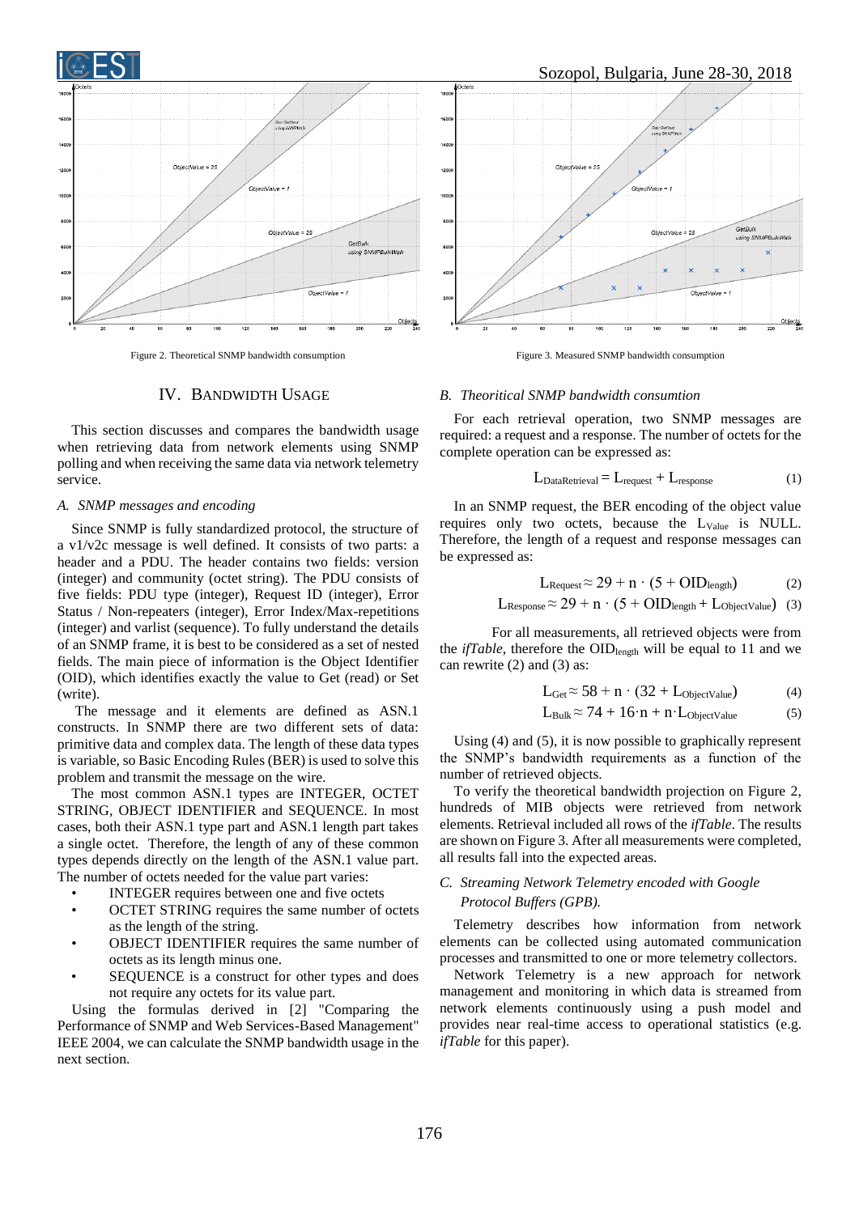Figure 2. Theoretical SNMP bandwidth consumption

Figure 3. Measured SNMP bandwidth consumption

## IV. Bandwidth Usage

This section discusses and compares the bandwidth usage when retrieving data from network elements using SNMP polling and when receiving the same data via network telemetry service.

### *A. SNMP messages and encoding*

Since SNMP is fully standardized protocol, the structure of a v1/v2c message is well defined. It consists of two parts: a header and a PDU. The header contains two fields: version (integer) and community (octet string). The PDU consists of five fields: PDU type (integer), Request ID (integer), Error Status / Non-repeaters (integer), Error Index/Max-repetitions (integer) and varlist (sequence). To fully understand the details of an SNMP frame, it is best to be considered as a set of nested fields. The main piece of information is the Object Identifier (OID), which identifies exactly the value to Get (read) or Set (write).

The message and it elements are defined as ASN.1 constructs. In SNMP there are two different sets of data: primitive data and complex data. The length of these data types is variable, so Basic Encoding Rules (BER) is used to solve this problem and transmit the message on the wire.

The most common ASN.1 types are INTEGER, OCTET STRING, OBJECT IDENTIFIER and SEQUENCE. In most cases, both their ASN.1 type part and ASN.1 length part takes a single octet. Therefore, the length of any of these common types depends directly on the length of the ASN.1 value part. The number of octets needed for the value part varies:

- INTEGER requires between one and five octets
- OCTET STRING requires the same number of octets as the length of the string.
- OBJECT IDENTIFIER requires the same number of octets as its length minus one.
- SEQUENCE is a construct for other types and does not require any octets for its value part.

Using the formulas derived in [2] "Comparing the Performance of SNMP and Web Services-Based Management" IEEE 2004, we can calculate the SNMP bandwidth usage in the next section.

### *B. Theoritical SNMP bandwidth consumtion*

For each retrieval operation, two SNMP messages are required: a request and a response. The number of octets for the complete operation can be expressed as:

$$L_{DataRetrieval} = L_{request} + L_{response} \tag{1}$$

In an SNMP request, the BER encoding of the object value requires only two octets, because the $L_{Value}$ is NULL. Therefore, the length of a request and response messages can be expressed as:

$$L_{Request} \approx 29 + n \cdot (5 + OID_{length}) \tag{2}$$

$$L_{Response} \approx 29 + n \cdot (5 + OID_{length} + L_{ObjectValue}) \tag{3}$$

For all measurements, all retrieved objects were from the *ifTable*, therefore the $OID_{length}$ will be equal to 11 and we can rewrite (2) and (3) as:

$$L_{Get} \approx 58 + n \cdot (32 + L_{ObjectValue}) \tag{4}$$

$$L_{Bulk} \approx 74 + 16 \cdot n + n \cdot L_{ObjectValue} \tag{5}$$

Using (4) and (5), it is now possible to graphically represent the SNMP's bandwidth requirements as a function of the number of retrieved objects.

To verify the theoretical bandwidth projection on Figure 2, hundreds of MIB objects were retrieved from network elements. Retrieval included all rows of the *ifTable*. The results are shown on Figure 3. After all measurements were completed, all results fall into the expected areas.

### *C. Streaming Network Telemetry encoded with Google Protocol Buffers (GPB).*

Telemetry describes how information from network elements can be collected using automated communication processes and transmitted to one or more telemetry collectors.

Network Telemetry is a new approach for network management and monitoring in which data is streamed from network elements continuously using a push model and provides near real-time access to operational statistics (e.g. *ifTable* for this paper).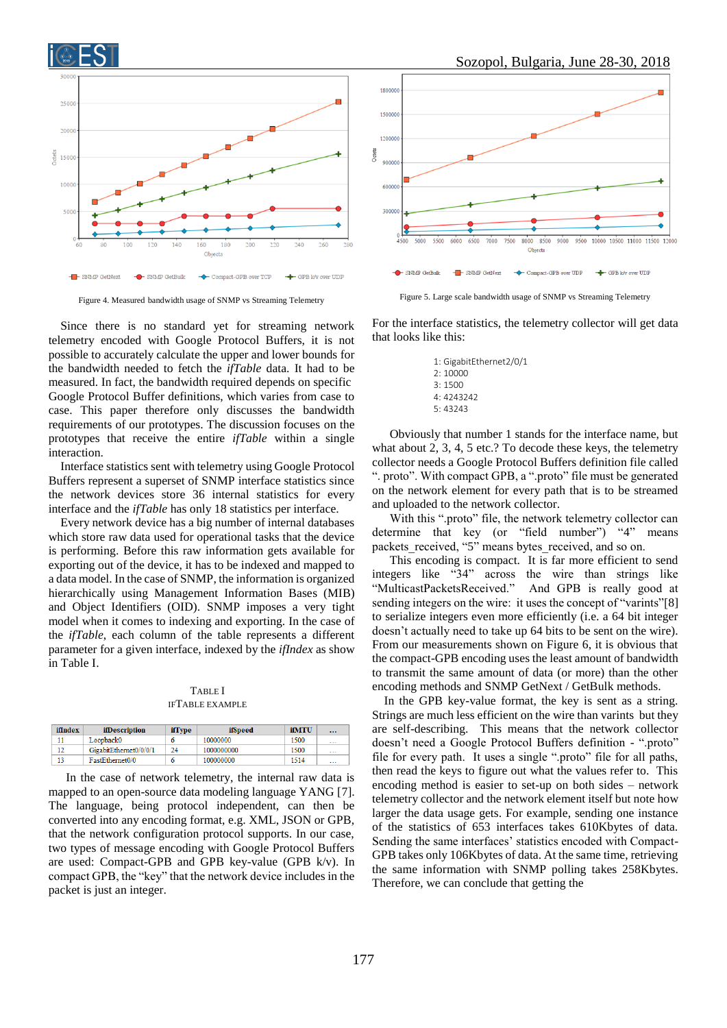Figure 4. Measured bandwidth usage of SNMP vs Streaming Telemetry

Figure 5. Large scale bandwidth usage of SNMP vs Streaming Telemetry

Since there is no standard yet for streaming network telemetry encoded with Google Protocol Buffers, it is not possible to accurately calculate the upper and lower bounds for the bandwidth needed to fetch the *ifTable* data. It had to be measured. In fact, the bandwidth required depends on specific Google Protocol Buffer definitions, which varies from case to case. This paper therefore only discusses the bandwidth requirements of our prototypes. The discussion focuses on the prototypes that receive the entire *ifTable* within a single interaction.

Interface statistics sent with telemetry using Google Protocol Buffers represent a superset of SNMP interface statistics since the network devices store 36 internal statistics for every interface and the *ifTable* has only 18 statistics per interface.

Every network device has a big number of internal databases which store raw data used for operational tasks that the device is performing. Before this raw information gets available for exporting out of the device, it has to be indexed and mapped to a data model. In the case of SNMP, the information is organized hierarchically using Management Information Bases (MIB) and Object Identifiers (OID). SNMP imposes a very tight model when it comes to indexing and exporting. In the case of the *ifTable*, each column of the table represents a different parameter for a given interface, indexed by the *ifIndex* as show in Table I.

TABLE I
IFTABLE EXAMPLE

| ifIndex | ifDescription | ifType | ifSpeed | ifMTU | ... |
|---|---|---|---|---|---|
| 11 | Loopback0 | 6 | 10000000 | 1500 | ... |
| 12 | GigabitEthernet0/0/0/1 | 24 | 1000000000 | 1500 | ... |
| 13 | FastEthernet0/0 | 6 | 100000000 | 1514 | ... |

In the case of network telemetry, the internal raw data is mapped to an open-source data modeling language YANG [7]. The language, being protocol independent, can then be converted into any encoding format, e.g. XML, JSON or GPB, that the network configuration protocol supports. In our case, two types of message encoding with Google Protocol Buffers are used: Compact-GPB and GPB key-value (GPB k/v). In compact GPB, the "key" that the network device includes in the packet is just an integer.

For the interface statistics, the telemetry collector will get data that looks like this:

```
1: GigabitEthernet2/0/1
2: 10000
3: 1500
4: 4243242
5: 43243
```

Obviously that number 1 stands for the interface name, but what about 2, 3, 4, 5 etc.? To decode these keys, the telemetry collector needs a Google Protocol Buffers definition file called ". proto". With compact GPB, a ".proto" file must be generated on the network element for every path that is to be streamed and uploaded to the network collector.

With this ".proto" file, the network telemetry collector can determine that key (or "field number") "4" means packets_received, "5" means bytes_received, and so on.

This encoding is compact. It is far more efficient to send integers like "34" across the wire than strings like "MulticastPacketsReceived." And GPB is really good at sending integers on the wire: it uses the concept of "varints"[8] to serialize integers even more efficiently (i.e. a 64 bit integer doesn't actually need to take up 64 bits to be sent on the wire). From our measurements shown on Figure 6, it is obvious that the compact-GPB encoding uses the least amount of bandwidth to transmit the same amount of data (or more) than the other encoding methods and SNMP GetNext / GetBulk methods.

In the GPB key-value format, the key is sent as a string. Strings are much less efficient on the wire than varints but they are self-describing. This means that the network collector doesn't need a Google Protocol Buffers definition - ".proto" file for every path. It uses a single ".proto" file for all paths, then read the keys to figure out what the values refer to. This encoding method is easier to set-up on both sides – network telemetry collector and the network element itself but note how larger the data usage gets. For example, sending one instance of the statistics of 653 interfaces takes 610Kbytes of data. Sending the same interfaces' statistics encoded with Compact-GPB takes only 106Kbytes of data. At the same time, retrieving the same information with SNMP polling takes 258Kbytes. Therefore, we can conclude that getting the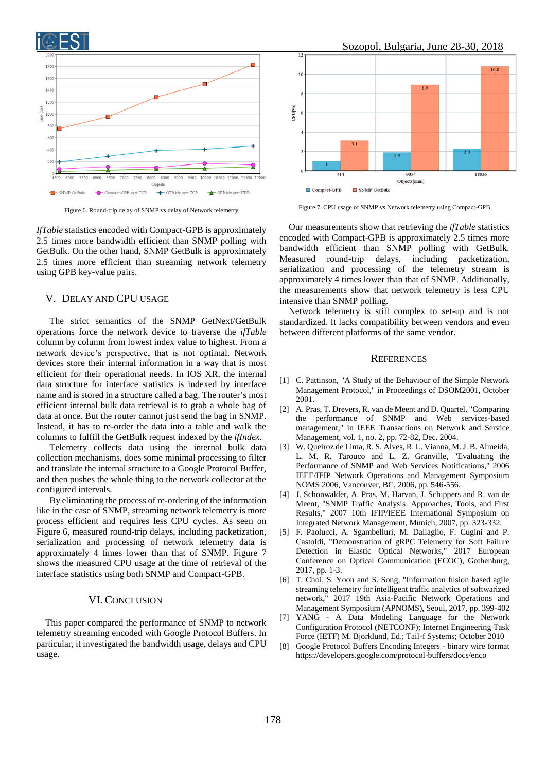2000
1800
1600
1400
1200
1000
800
600
400
200
0
Time (ms)
4500 5000 5500 6000 6500 7000 7500 8000 8500 9000 9500 10000 10500 11000 11500 12000
Objects
SNMP GetBulk — Compact-GPB over TCP — GPB k/v over TCP — GPB k/v over UDP

Figure 6. Round-trip delay of SNMP vs delay of Network telemetry

12
10
8
6
4
2
0
CPU[%]
1 3.1 1.9 8.9 2.3 10.8
414 9054 18036
Objects[num]
Compact-GPB SNMP GetBulk

Figure 7. CPU usage of SNMP vs Network telemetry using Compact-GPB

*IfTable* statistics encoded with Compact-GPB is approximately 2.5 times more bandwidth efficient than SNMP polling with GetBulk. On the other hand, SNMP GetBulk is approximately 2.5 times more efficient than streaming network telemetry using GPB key-value pairs.

## V. Delay and CPU Usage

The strict semantics of the SNMP GetNext/GetBulk operations force the network device to traverse the *ifTable* column by column from lowest index value to highest. From a network device's perspective, that is not optimal. Network devices store their internal information in a way that is most efficient for their operational needs. In IOS XR, the internal data structure for interface statistics is indexed by interface name and is stored in a structure called a bag. The router's most efficient internal bulk data retrieval is to grab a whole bag of data at once. But the router cannot just send the bag in SNMP. Instead, it has to re-order the data into a table and walk the columns to fulfill the GetBulk request indexed by the *ifIndex*.

Telemetry collects data using the internal bulk data collection mechanisms, does some minimal processing to filter and translate the internal structure to a Google Protocol Buffer, and then pushes the whole thing to the network collector at the configured intervals.

By eliminating the process of re-ordering of the information like in the case of SNMP, streaming network telemetry is more process efficient and requires less CPU cycles. As seen on Figure 6, measured round-trip delays, including packetization, serialization and processing of network telemetry data is approximately 4 times lower than that of SNMP. Figure 7 shows the measured CPU usage at the time of retrieval of the interface statistics using both SNMP and Compact-GPB.

## VI. Conclusion

This paper compared the performance of SNMP to network telemetry streaming encoded with Google Protocol Buffers. In particular, it investigated the bandwidth usage, delays and CPU usage.

Our measurements show that retrieving the *ifTable* statistics encoded with Compact-GPB is approximately 2.5 times more bandwidth efficient than SNMP polling with GetBulk. Measured round-trip delays, including packetization, serialization and processing of the telemetry stream is approximately 4 times lower than that of SNMP. Additionally, the measurements show that network telemetry is less CPU intensive than SNMP polling.

Network telemetry is still complex to set-up and is not standardized. It lacks compatibility between vendors and even between different platforms of the same vendor.

## References

[1] C. Pattinson, "A Study of the Behaviour of the Simple Network Management Protocol," in Proceedings of DSOM2001, October 2001.

[2] A. Pras, T. Drevers, R. van de Meent and D. Quartel, "Comparing the performance of SNMP and Web services-based management," in IEEE Transactions on Network and Service Management, vol. 1, no. 2, pp. 72-82, Dec. 2004.

[3] W. Queiroz de Lima, R. S. Alves, R. L. Vianna, M. J. B. Almeida, L. M. R. Tarouco and L. Z. Granville, "Evaluating the Performance of SNMP and Web Services Notifications," 2006 IEEE/IFIP Network Operations and Management Symposium NOMS 2006, Vancouver, BC, 2006, pp. 546-556.

[4] J. Schonwalder, A. Pras, M. Harvan, J. Schippers and R. van de Meent, "SNMP Traffic Analysis: Approaches, Tools, and First Results," 2007 10th IFIP/IEEE International Symposium on Integrated Network Management, Munich, 2007, pp. 323-332.

[5] F. Paolucci, A. Sgambelluri, M. Dallaglio, F. Cugini and P. Castoldi, "Demonstration of gRPC Telemetry for Soft Failure Detection in Elastic Optical Networks," 2017 European Conference on Optical Communication (ECOC), Gothenburg, 2017, pp. 1-3.

[6] T. Choi, S. Yoon and S. Song, "Information fusion based agile streaming telemetry for intelligent traffic analytics of softwarized network," 2017 19th Asia-Pacific Network Operations and Management Symposium (APNOMS), Seoul, 2017, pp. 399-402

[7] YANG - A Data Modeling Language for the Network Configuration Protocol (NETCONF); Internet Engineering Task Force (IETF) M. Bjorklund, Ed.; Tail-f Systems; October 2010

[8] Google Protocol Buffers Encoding Integers - binary wire format https://developers.google.com/protocol-buffers/docs/enco